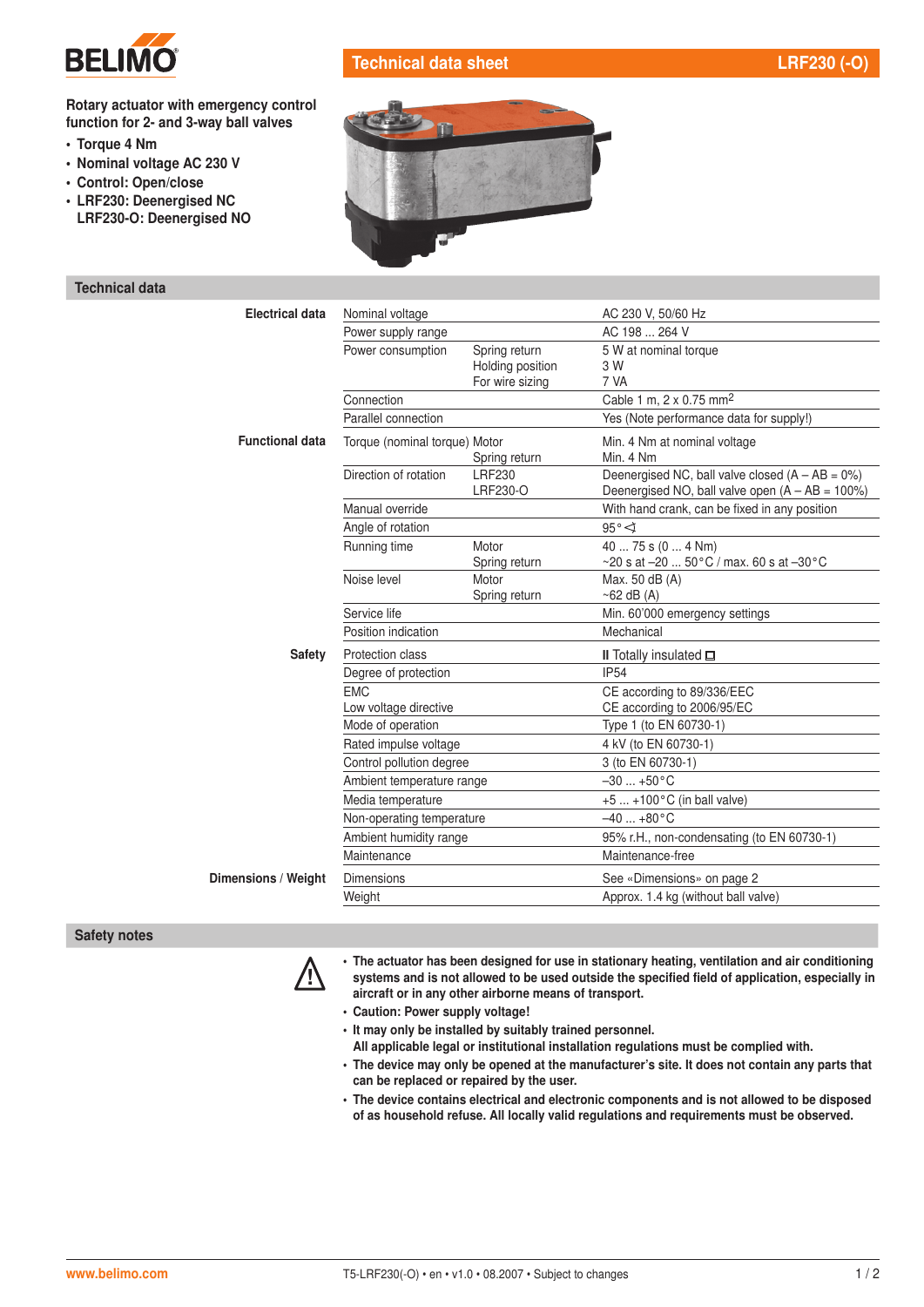# Technical data sheet — LRF230 (-O)

**Rotary actuator with emergency control function for 2- and 3-way ball valves**

- **Torque 4 Nm**
- **Nominal voltage AC 230 V**
- **Control: Open/close**
- **LRF230: Deenergised NC**
  **LRF230-O: Deenergised NO**

## Technical data

| | | | |
|---|---|---|---|
| **Electrical data** | Nominal voltage | | AC 230 V, 50/60 Hz |
| | Power supply range | | AC 198 ... 264 V |
| | Power consumption | Spring return<br>Holding position<br>For wire sizing | 5 W at nominal torque<br>3 W<br>7 VA |
| | Connection | | Cable 1 m, 2 x 0.75 $mm^2$ |
| | Parallel connection | | Yes (Note performance data for supply!) |
| **Functional data** | Torque (nominal torque) | Motor<br>Spring return | Min. 4 Nm at nominal voltage<br>Min. 4 Nm |
| | Direction of rotation | LRF230<br>LRF230-O | Deenergised NC, ball valve closed (A – AB = 0%)<br>Deenergised NO, ball valve open (A – AB = 100%) |
| | Manual override | | With hand crank, can be fixed in any position |
| | Angle of rotation | | 95° ∢ |
| | Running time | Motor<br>Spring return | 40 ... 75 s (0 ... 4 Nm)<br>~20 s at –20 ... 50°C / max. 60 s at –30°C |
| | Noise level | Motor<br>Spring return | Max. 50 dB (A)<br>~62 dB (A) |
| | Service life | | Min. 60'000 emergency settings |
| | Position indication | | Mechanical |
| **Safety** | Protection class | | II Totally insulated ◻ |
| | Degree of protection | | IP54 |
| | EMC<br>Low voltage directive | | CE according to 89/336/EEC<br>CE according to 2006/95/EC |
| | Mode of operation | | Type 1 (to EN 60730-1) |
| | Rated impulse voltage | | 4 kV (to EN 60730-1) |
| | Control pollution degree | | 3 (to EN 60730-1) |
| | Ambient temperature range | | –30 ... +50°C |
| | Media temperature | | +5 ... +100°C (in ball valve) |
| | Non-operating temperature | | –40 ... +80°C |
| | Ambient humidity range | | 95% r.H., non-condensing (to EN 60730-1) |
| | Maintenance | | Maintenance-free |
| **Dimensions / Weight** | Dimensions | | See «Dimensions» on page 2 |
| | Weight | | Approx. 1.4 kg (without ball valve) |

## Safety notes

- **The actuator has been designed for use in stationary heating, ventilation and air conditioning systems and is not allowed to be used outside the specified field of application, especially in aircraft or in any other airborne means of transport.**
- **Caution: Power supply voltage!**
- **It may only be installed by suitably trained personnel. All applicable legal or institutional installation regulations must be complied with.**
- **The device may only be opened at the manufacturer's site. It does not contain any parts that can be replaced or repaired by the user.**
- **The device contains electrical and electronic components and is not allowed to be disposed of as household refuse. All locally valid regulations and requirements must be observed.**

www.belimo.com — T5-LRF230(-O) • en • v1.0 • 08.2007 • Subject to changes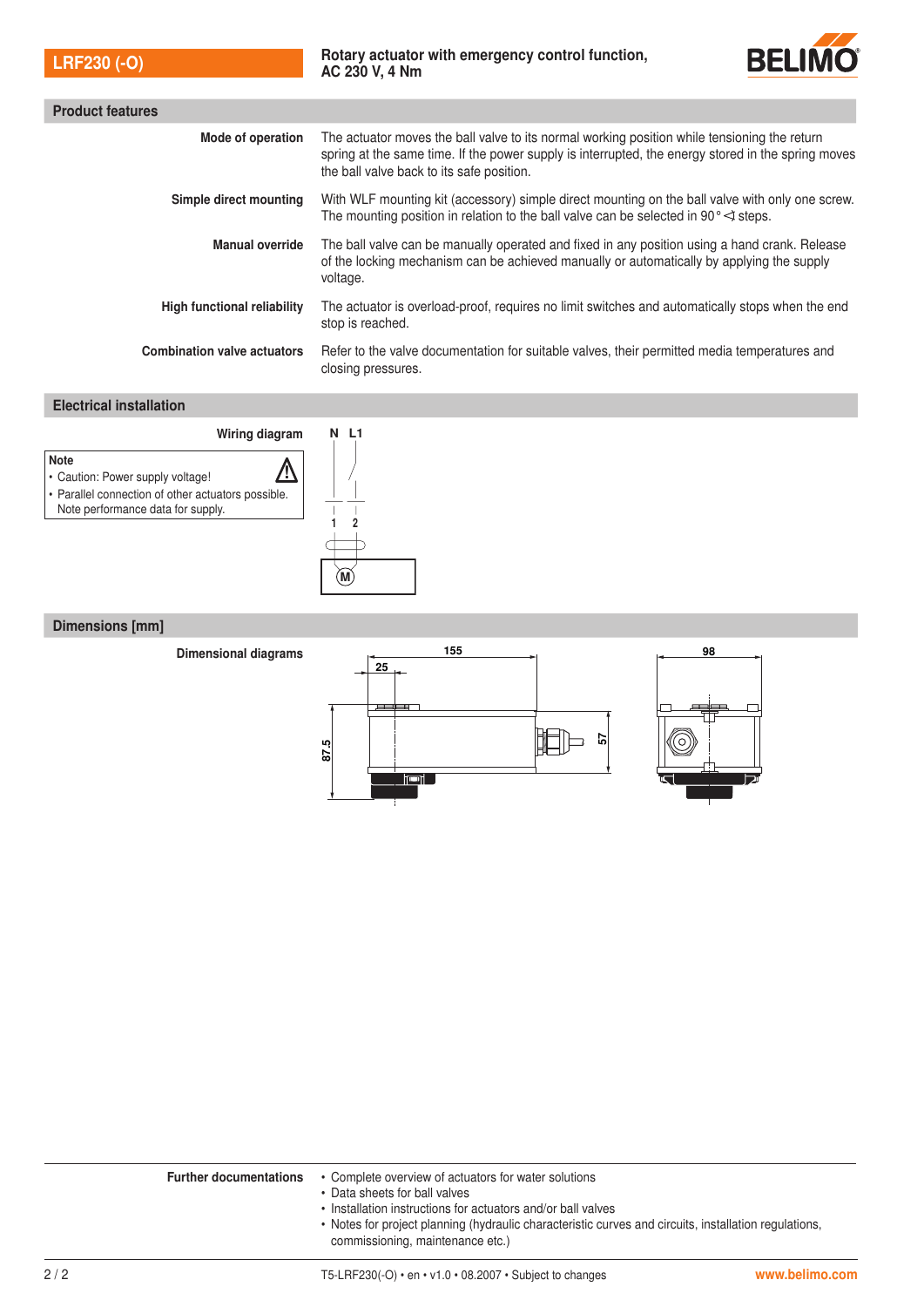**LRF230 (-O)** — Rotary actuator with emergency control function, AC 230 V, 4 Nm

## Product features

| | |
|---|---|
| **Mode of operation** | The actuator moves the ball valve to its normal working position while tensioning the return spring at the same time. If the power supply is interrupted, the energy stored in the spring moves the ball valve back to its safe position. |
| **Simple direct mounting** | With WLF mounting kit (accessory) simple direct mounting on the ball valve with only one screw. The mounting position in relation to the ball valve can be selected in 90 °∢ steps. |
| **Manual override** | The ball valve can be manually operated and fixed in any position using a hand crank. Release of the locking mechanism can be achieved manually or automatically by applying the supply voltage. |
| **High functional reliability** | The actuator is overload-proof, requires no limit switches and automatically stops when the end stop is reached. |
| **Combination valve actuators** | Refer to the valve documentation for suitable valves, their permitted media temperatures and closing pressures. |

## Electrical installation

**Wiring diagram**

**Note**
- Caution: Power supply voltage!
- Parallel connection of other actuators possible. Note performance data for supply.

N L1

1 2

M

## Dimensions [mm]

**Dimensional diagrams**

155, 25, 87.5, 57, 98

**Further documentations**
- Complete overview of actuators for water solutions
- Data sheets for ball valves
- Installation instructions for actuators and/or ball valves
- Notes for project planning (hydraulic characteristic curves and circuits, installation regulations, commissioning, maintenance etc.)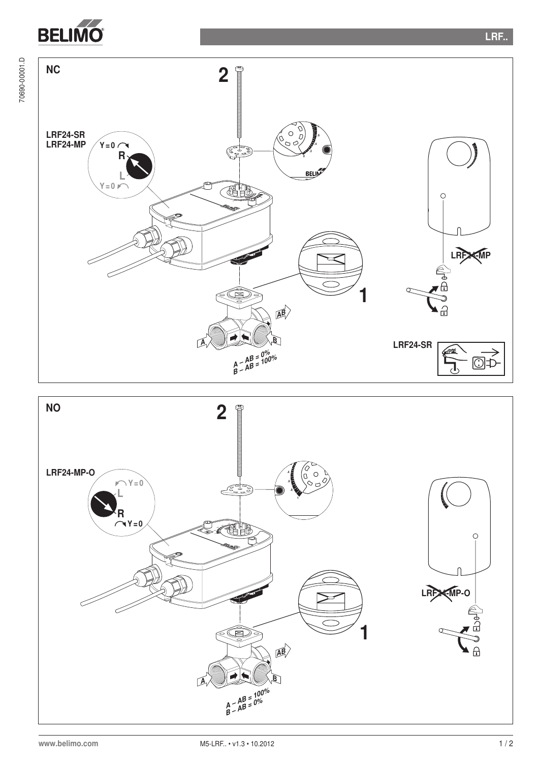## NC

LRF24-SR
LRF24-MP

Y = 0

R

L

Y = 0

2

1

A

B

AB

A – AB = 0%
B – AB = 100%

LRF24-MP

LRF24-SR

## NO

LRF24-MP-O

Y = 0

L

R

Y = 0

2

1

A

B

AB

A – AB = 100%
B – AB = 0%

LRF24-MP-O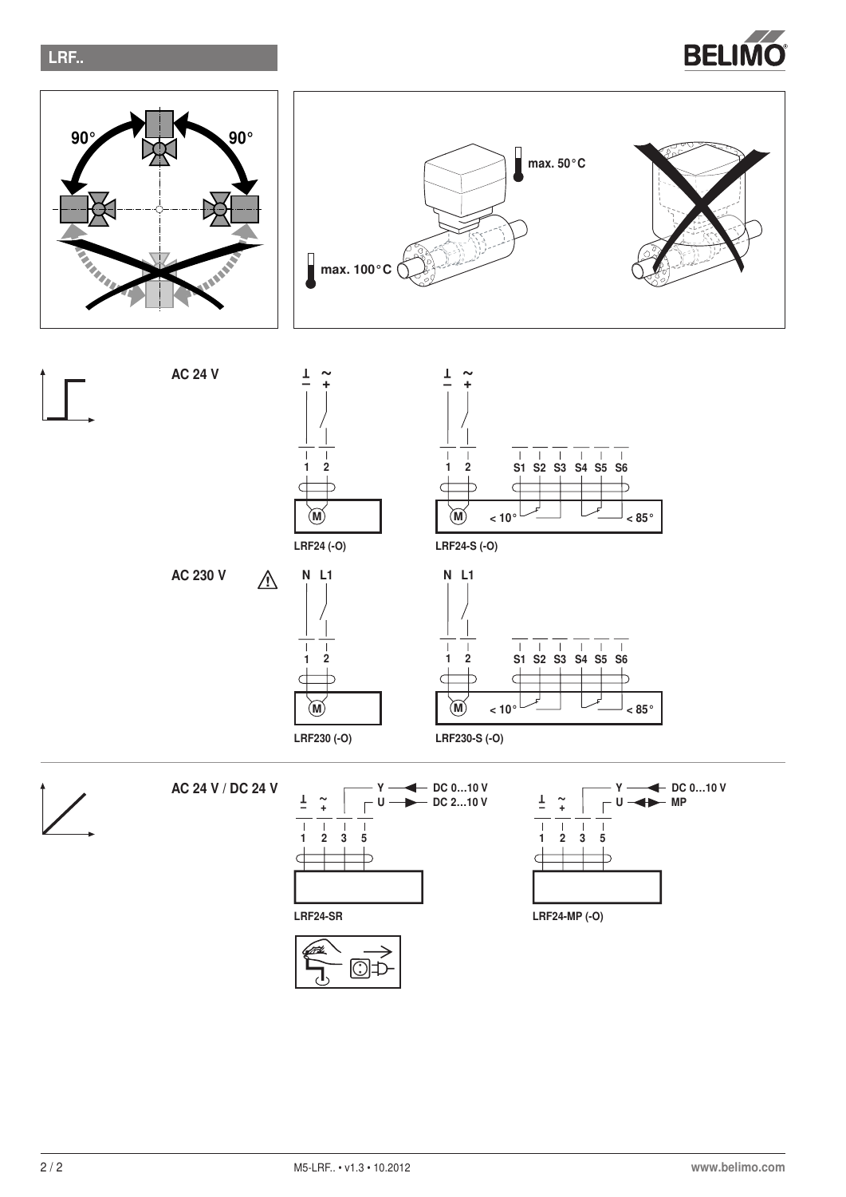90°

90°

max. 50°C

max. 100°C

AC 24 V

⊥ ~
– +

1 2

M

LRF24 (-O)

⊥ ~
– +

1 2

S1 S2 S3 S4 S5 S6

M

< 10°

< 85°

LRF24-S (-O)

AC 230 V

N L1

1 2

M

LRF230 (-O)

N L1

1 2

S1 S2 S3 S4 S5 S6

M

< 10°

< 85°

LRF230-S (-O)

AC 24 V / DC 24 V

⊥ ~
– +

Y ◄— DC 0...10 V

U —► DC 2...10 V

1 2 3 5

LRF24-SR

⊥ ~
– +

Y ◄— DC 0...10 V

U ◄► MP

1 2 3 5

LRF24-MP (-O)